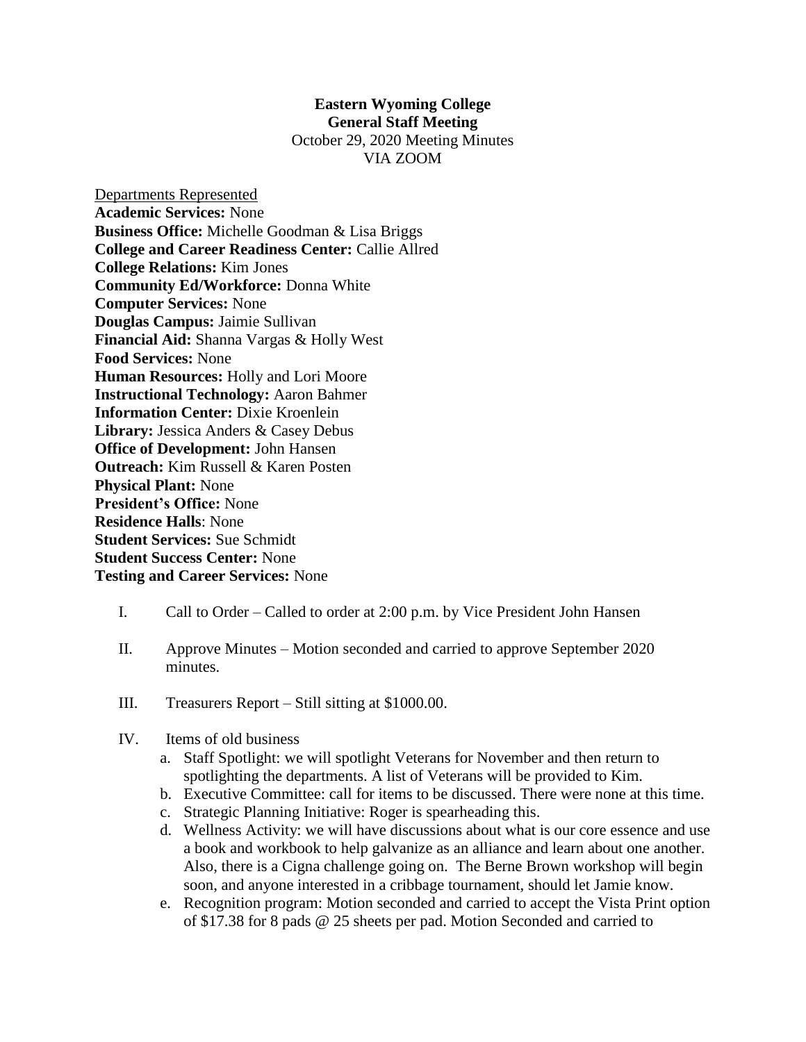**Eastern Wyoming College**
**General Staff Meeting**
October 29, 2020 Meeting Minutes
VIA ZOOM

Departments Represented
**Academic Services:** None
**Business Office:** Michelle Goodman & Lisa Briggs
**College and Career Readiness Center:** Callie Allred
**College Relations:** Kim Jones
**Community Ed/Workforce:** Donna White
**Computer Services:** None
**Douglas Campus:** Jaimie Sullivan
**Financial Aid:** Shanna Vargas & Holly West
**Food Services:** None
**Human Resources:** Holly and Lori Moore
**Instructional Technology:** Aaron Bahmer
**Information Center:** Dixie Kroenlein
**Library:** Jessica Anders & Casey Debus
**Office of Development:** John Hansen
**Outreach:** Kim Russell & Karen Posten
**Physical Plant:** None
**President's Office:** None
**Residence Halls**: None
**Student Services:** Sue Schmidt
**Student Success Center:** None
**Testing and Career Services:** None

I. Call to Order – Called to order at 2:00 p.m. by Vice President John Hansen

II. Approve Minutes – Motion seconded and carried to approve September 2020 minutes.

III. Treasurers Report – Still sitting at $1000.00.

IV. Items of old business
   a. Staff Spotlight: we will spotlight Veterans for November and then return to spotlighting the departments. A list of Veterans will be provided to Kim.
   b. Executive Committee: call for items to be discussed. There were none at this time.
   c. Strategic Planning Initiative: Roger is spearheading this.
   d. Wellness Activity: we will have discussions about what is our core essence and use a book and workbook to help galvanize as an alliance and learn about one another. Also, there is a Cigna challenge going on. The Berne Brown workshop will begin soon, and anyone interested in a cribbage tournament, should let Jamie know.
   e. Recognition program: Motion seconded and carried to accept the Vista Print option of $17.38 for 8 pads @ 25 sheets per pad. Motion Seconded and carried to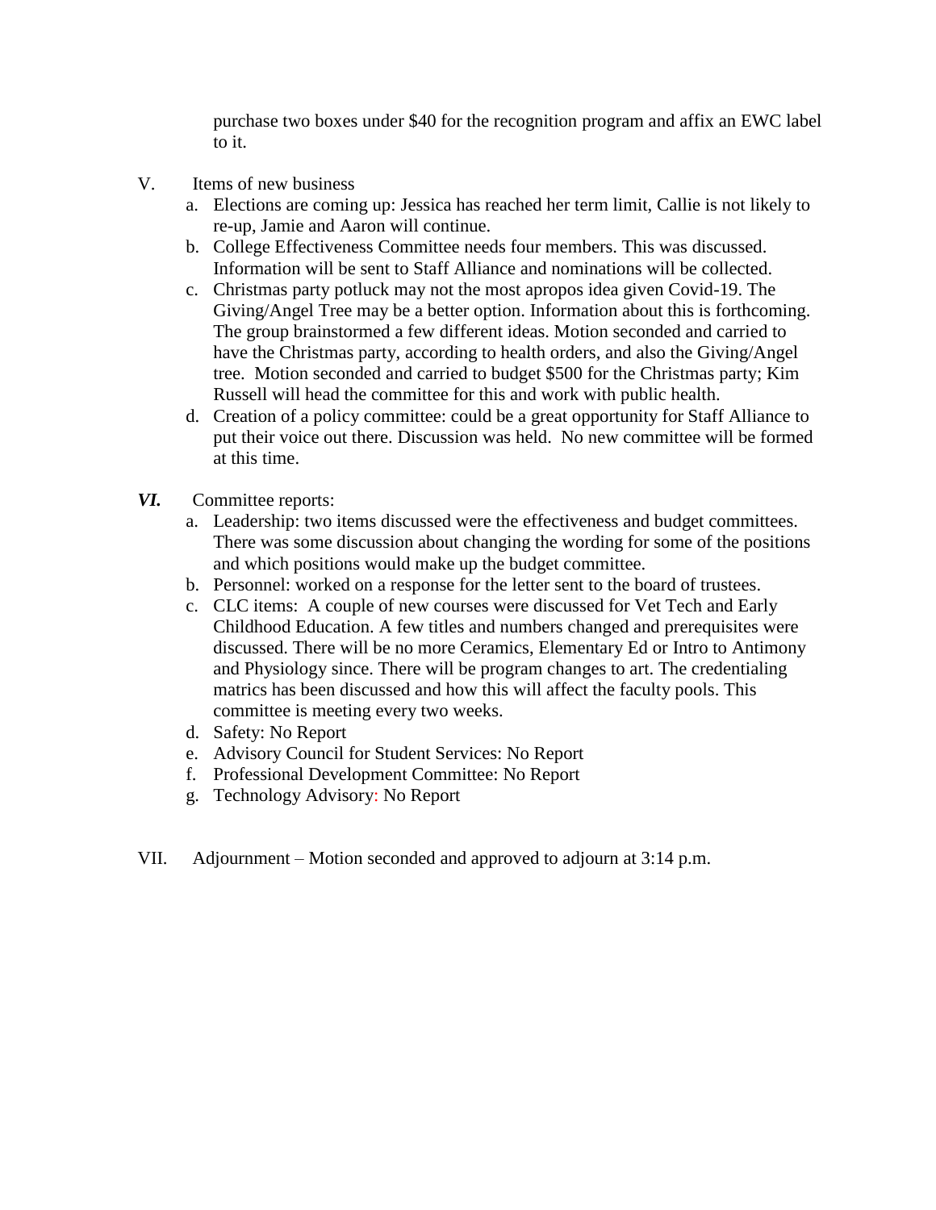purchase two boxes under $40 for the recognition program and affix an EWC label to it.

V. Items of new business

a. Elections are coming up: Jessica has reached her term limit, Callie is not likely to re-up, Jamie and Aaron will continue.
b. College Effectiveness Committee needs four members. This was discussed. Information will be sent to Staff Alliance and nominations will be collected.
c. Christmas party potluck may not the most apropos idea given Covid-19. The Giving/Angel Tree may be a better option. Information about this is forthcoming. The group brainstormed a few different ideas. Motion seconded and carried to have the Christmas party, according to health orders, and also the Giving/Angel tree. Motion seconded and carried to budget $500 for the Christmas party; Kim Russell will head the committee for this and work with public health.
d. Creation of a policy committee: could be a great opportunity for Staff Alliance to put their voice out there. Discussion was held. No new committee will be formed at this time.

***VI.*** Committee reports:

a. Leadership: two items discussed were the effectiveness and budget committees. There was some discussion about changing the wording for some of the positions and which positions would make up the budget committee.
b. Personnel: worked on a response for the letter sent to the board of trustees.
c. CLC items: A couple of new courses were discussed for Vet Tech and Early Childhood Education. A few titles and numbers changed and prerequisites were discussed. There will be no more Ceramics, Elementary Ed or Intro to Antimony and Physiology since. There will be program changes to art. The credentialing matrics has been discussed and how this will affect the faculty pools. This committee is meeting every two weeks.
d. Safety: No Report
e. Advisory Council for Student Services: No Report
f. Professional Development Committee: No Report
g. Technology Advisory: No Report

VII. Adjournment – Motion seconded and approved to adjourn at 3:14 p.m.